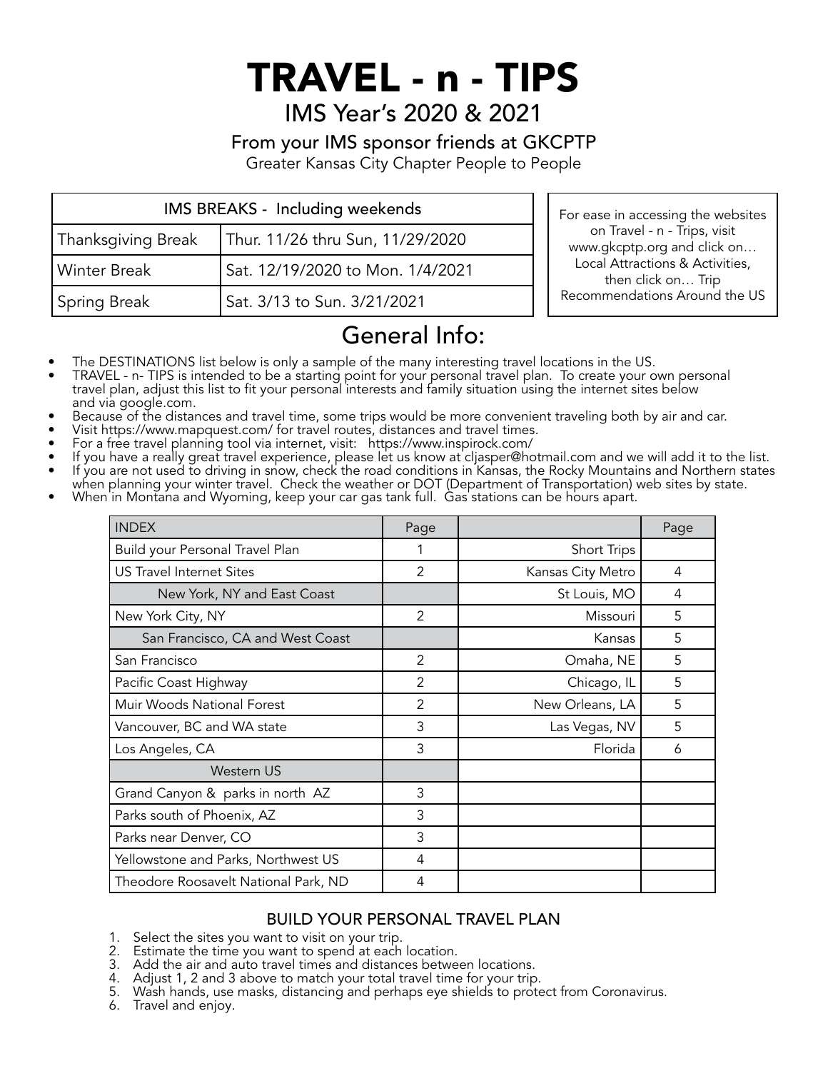# TRAVEL - n - TIPS

## IMS Year's 2020 & 2021

### From your IMS sponsor friends at GKCPTP

Greater Kansas City Chapter People to People

| IMS BREAKS - Including weekends | |
|---|---|
| Thanksgiving Break | Thur. 11/26 thru Sun, 11/29/2020 |
| Winter Break | Sat. 12/19/2020 to Mon. 1/4/2021 |
| Spring Break | Sat. 3/13 to Sun. 3/21/2021 |

For ease in accessing the websites on Travel - n - Trips, visit www.gkcptp.org and click on… Local Attractions & Activities, then click on… Trip Recommendations Around the US

## General Info:

- The DESTINATIONS list below is only a sample of the many interesting travel locations in the US.
- TRAVEL - n- TIPS is intended to be a starting point for your personal travel plan. To create your own personal travel plan, adjust this list to fit your personal interests and family situation using the internet sites below and via google.com.
- Because of the distances and travel time, some trips would be more convenient traveling both by air and car.
- Visit https://www.mapquest.com/ for travel routes, distances and travel times.
- For a free travel planning tool via internet, visit: https://www.inspirock.com/
- If you have a really great travel experience, please let us know at cljasper@hotmail.com and we will add it to the list.
- If you are not used to driving in snow, check the road conditions in Kansas, the Rocky Mountains and Northern states when planning your winter travel. Check the weather or DOT (Department of Transportation) web sites by state.
- When in Montana and Wyoming, keep your car gas tank full. Gas stations can be hours apart.

| INDEX | Page | | Page |
|---|---|---|---|
| Build your Personal Travel Plan | 1 | Short Trips | |
| US Travel Internet Sites | 2 | Kansas City Metro | 4 |
| New York, NY and East Coast | | St Louis, MO | 4 |
| New York City, NY | 2 | Missouri | 5 |
| San Francisco, CA and West Coast | | Kansas | 5 |
| San Francisco | 2 | Omaha, NE | 5 |
| Pacific Coast Highway | 2 | Chicago, IL | 5 |
| Muir Woods National Forest | 2 | New Orleans, LA | 5 |
| Vancouver, BC and WA state | 3 | Las Vegas, NV | 5 |
| Los Angeles, CA | 3 | Florida | 6 |
| Western US | | | |
| Grand Canyon & parks in north AZ | 3 | | |
| Parks south of Phoenix, AZ | 3 | | |
| Parks near Denver, CO | 3 | | |
| Yellowstone and Parks, Northwest US | 4 | | |
| Theodore Roosavelt National Park, ND | 4 | | |

### BUILD YOUR PERSONAL TRAVEL PLAN

1. Select the sites you want to visit on your trip.
2. Estimate the time you want to spend at each location.
3. Add the air and auto travel times and distances between locations.
4. Adjust 1, 2 and 3 above to match your total travel time for your trip.
5. Wash hands, use masks, distancing and perhaps eye shields to protect from Coronavirus.
6. Travel and enjoy.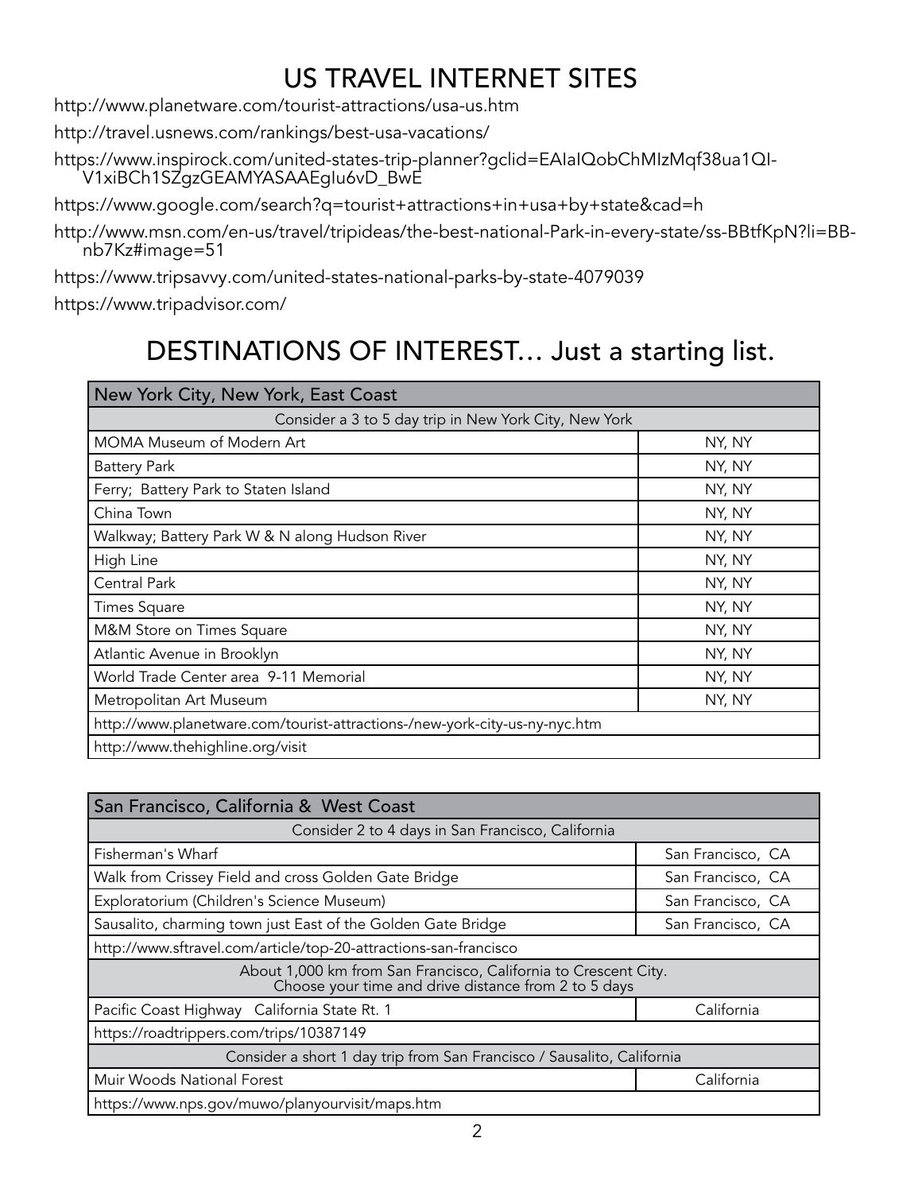# US TRAVEL INTERNET SITES

http://www.planetware.com/tourist-attractions/usa-us.htm

http://travel.usnews.com/rankings/best-usa-vacations/

https://www.inspirock.com/united-states-trip-planner?gclid=EAIaIQobChMIzMqf38ua1QI-V1xiBCh1SZgzGEAMYASAAEgIu6vD_BwE

https://www.google.com/search?q=tourist+attractions+in+usa+by+state&cad=h

http://www.msn.com/en-us/travel/tripideas/the-best-national-Park-in-every-state/ss-BBtfKpN?li=BB-nb7Kz#image=51

https://www.tripsavvy.com/united-states-national-parks-by-state-4079039

https://www.tripadvisor.com/

# DESTINATIONS OF INTEREST… Just a starting list.

| New York City, New York, East Coast | |
|---|---|
| Consider a 3 to 5 day trip in New York City, New York | |
| MOMA Museum of Modern Art | NY, NY |
| Battery Park | NY, NY |
| Ferry; Battery Park to Staten Island | NY, NY |
| China Town | NY, NY |
| Walkway; Battery Park W & N along Hudson River | NY, NY |
| High Line | NY, NY |
| Central Park | NY, NY |
| Times Square | NY, NY |
| M&M Store on Times Square | NY, NY |
| Atlantic Avenue in Brooklyn | NY, NY |
| World Trade Center area 9-11 Memorial | NY, NY |
| Metropolitan Art Museum | NY, NY |
| http://www.planetware.com/tourist-attractions-/new-york-city-us-ny-nyc.htm | |
| http://www.thehighline.org/visit | |

| San Francisco, California & West Coast | |
|---|---|
| Consider 2 to 4 days in San Francisco, California | |
| Fisherman's Wharf | San Francisco, CA |
| Walk from Crissey Field and cross Golden Gate Bridge | San Francisco, CA |
| Exploratorium (Children's Science Museum) | San Francisco, CA |
| Sausalito, charming town just East of the Golden Gate Bridge | San Francisco, CA |
| http://www.sftravel.com/article/top-20-attractions-san-francisco | |
| About 1,000 km from San Francisco, California to Crescent City. Choose your time and drive distance from 2 to 5 days | |
| Pacific Coast Highway California State Rt. 1 | California |
| https://roadtrippers.com/trips/10387149 | |
| Consider a short 1 day trip from San Francisco / Sausalito, California | |
| Muir Woods National Forest | California |
| https://www.nps.gov/muwo/planyourvisit/maps.htm | |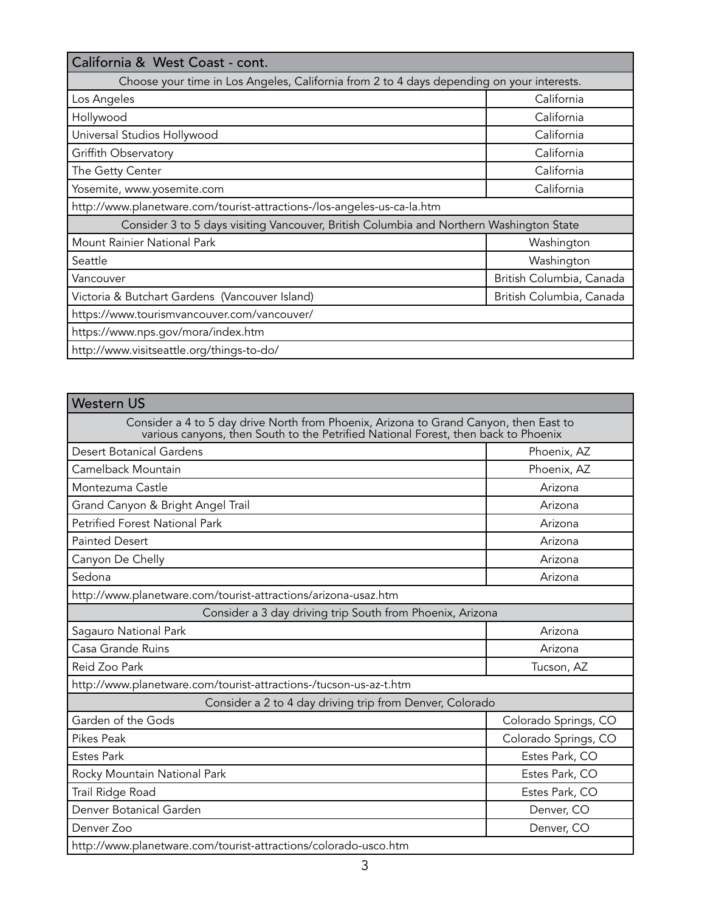| California & West Coast - cont. | |
|---|---|
| Choose your time in Los Angeles, California from 2 to 4 days depending on your interests. | |
| Los Angeles | California |
| Hollywood | California |
| Universal Studios Hollywood | California |
| Griffith Observatory | California |
| The Getty Center | California |
| Yosemite, www.yosemite.com | California |
| http://www.planetware.com/tourist-attractions-/los-angeles-us-ca-la.htm | |
| Consider 3 to 5 days visiting Vancouver, British Columbia and Northern Washington State | |
| Mount Rainier National Park | Washington |
| Seattle | Washington |
| Vancouver | British Columbia, Canada |
| Victoria & Butchart Gardens (Vancouver Island) | British Columbia, Canada |
| https://www.tourismvancouver.com/vancouver/ | |
| https://www.nps.gov/mora/index.htm | |
| http://www.visitseattle.org/things-to-do/ | |

| Western US | |
|---|---|
| Consider a 4 to 5 day drive North from Phoenix, Arizona to Grand Canyon, then East to various canyons, then South to the Petrified National Forest, then back to Phoenix | |
| Desert Botanical Gardens | Phoenix, AZ |
| Camelback Mountain | Phoenix, AZ |
| Montezuma Castle | Arizona |
| Grand Canyon & Bright Angel Trail | Arizona |
| Petrified Forest National Park | Arizona |
| Painted Desert | Arizona |
| Canyon De Chelly | Arizona |
| Sedona | Arizona |
| http://www.planetware.com/tourist-attractions/arizona-usaz.htm | |
| Consider a 3 day driving trip South from Phoenix, Arizona | |
| Sagauro National Park | Arizona |
| Casa Grande Ruins | Arizona |
| Reid Zoo Park | Tucson, AZ |
| http://www.planetware.com/tourist-attractions-/tucson-us-az-t.htm | |
| Consider a 2 to 4 day driving trip from Denver, Colorado | |
| Garden of the Gods | Colorado Springs, CO |
| Pikes Peak | Colorado Springs, CO |
| Estes Park | Estes Park, CO |
| Rocky Mountain National Park | Estes Park, CO |
| Trail Ridge Road | Estes Park, CO |
| Denver Botanical Garden | Denver, CO |
| Denver Zoo | Denver, CO |
| http://www.planetware.com/tourist-attractions/colorado-usco.htm | |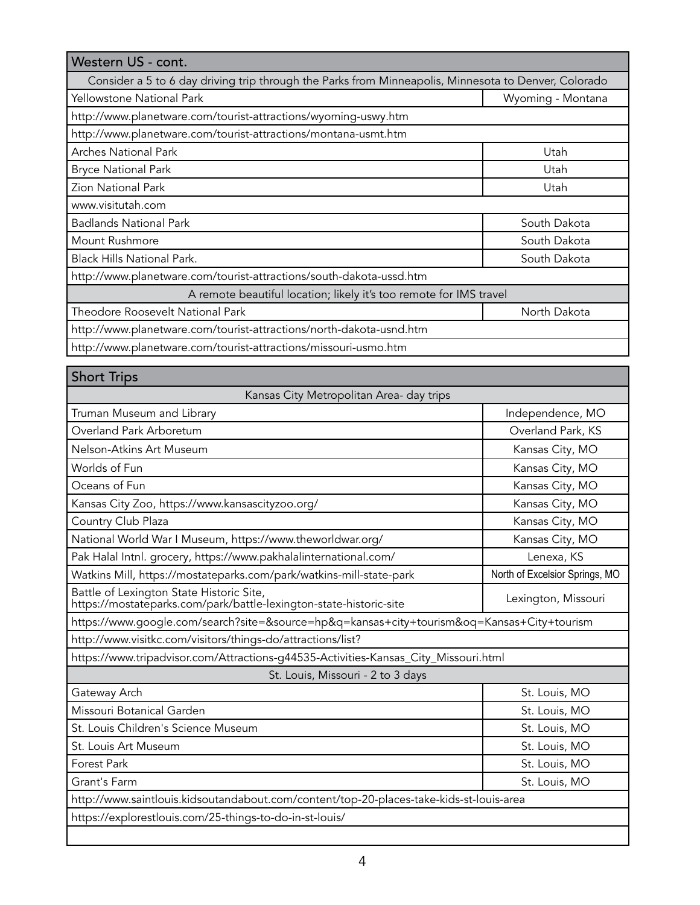| Western US - cont. | |
|---|---|
| Consider a 5 to 6 day driving trip through the Parks from Minneapolis, Minnesota to Denver, Colorado | |
| Yellowstone National Park | Wyoming - Montana |
| http://www.planetware.com/tourist-attractions/wyoming-uswy.htm | |
| http://www.planetware.com/tourist-attractions/montana-usmt.htm | |
| Arches National Park | Utah |
| Bryce National Park | Utah |
| Zion National Park | Utah |
| www.visitutah.com | |
| Badlands National Park | South Dakota |
| Mount Rushmore | South Dakota |
| Black Hills National Park. | South Dakota |
| http://www.planetware.com/tourist-attractions/south-dakota-ussd.htm | |
| A remote beautiful location; likely it's too remote for IMS travel | |
| Theodore Roosevelt National Park | North Dakota |
| http://www.planetware.com/tourist-attractions/north-dakota-usnd.htm | |
| http://www.planetware.com/tourist-attractions/missouri-usmo.htm | |

| Short Trips | |
|---|---|
| Kansas City Metropolitan Area- day trips | |
| Truman Museum and Library | Independence, MO |
| Overland Park Arboretum | Overland Park, KS |
| Nelson-Atkins Art Museum | Kansas City, MO |
| Worlds of Fun | Kansas City, MO |
| Oceans of Fun | Kansas City, MO |
| Kansas City Zoo, https://www.kansascityzoo.org/ | Kansas City, MO |
| Country Club Plaza | Kansas City, MO |
| National World War I Museum, https://www.theworldwar.org/ | Kansas City, MO |
| Pak Halal Intnl. grocery, https://www.pakhalalinternational.com/ | Lenexa, KS |
| Watkins Mill, https://mostateparks.com/park/watkins-mill-state-park | North of Excelsior Springs, MO |
| Battle of Lexington State Historic Site, https://mostateparks.com/park/battle-lexington-state-historic-site | Lexington, Missouri |
| https://www.google.com/search?site=&source=hp&q=kansas+city+tourism&oq=Kansas+City+tourism | |
| http://www.visitkc.com/visitors/things-do/attractions/list? | |
| https://www.tripadvisor.com/Attractions-g44535-Activities-Kansas_City_Missouri.html | |
| St. Louis, Missouri - 2 to 3 days | |
| Gateway Arch | St. Louis, MO |
| Missouri Botanical Garden | St. Louis, MO |
| St. Louis Children's Science Museum | St. Louis, MO |
| St. Louis Art Museum | St. Louis, MO |
| Forest Park | St. Louis, MO |
| Grant's Farm | St. Louis, MO |
| http://www.saintlouis.kidsoutandabout.com/content/top-20-places-take-kids-st-louis-area | |
| https://explorestlouis.com/25-things-to-do-in-st-louis/ | |
| | |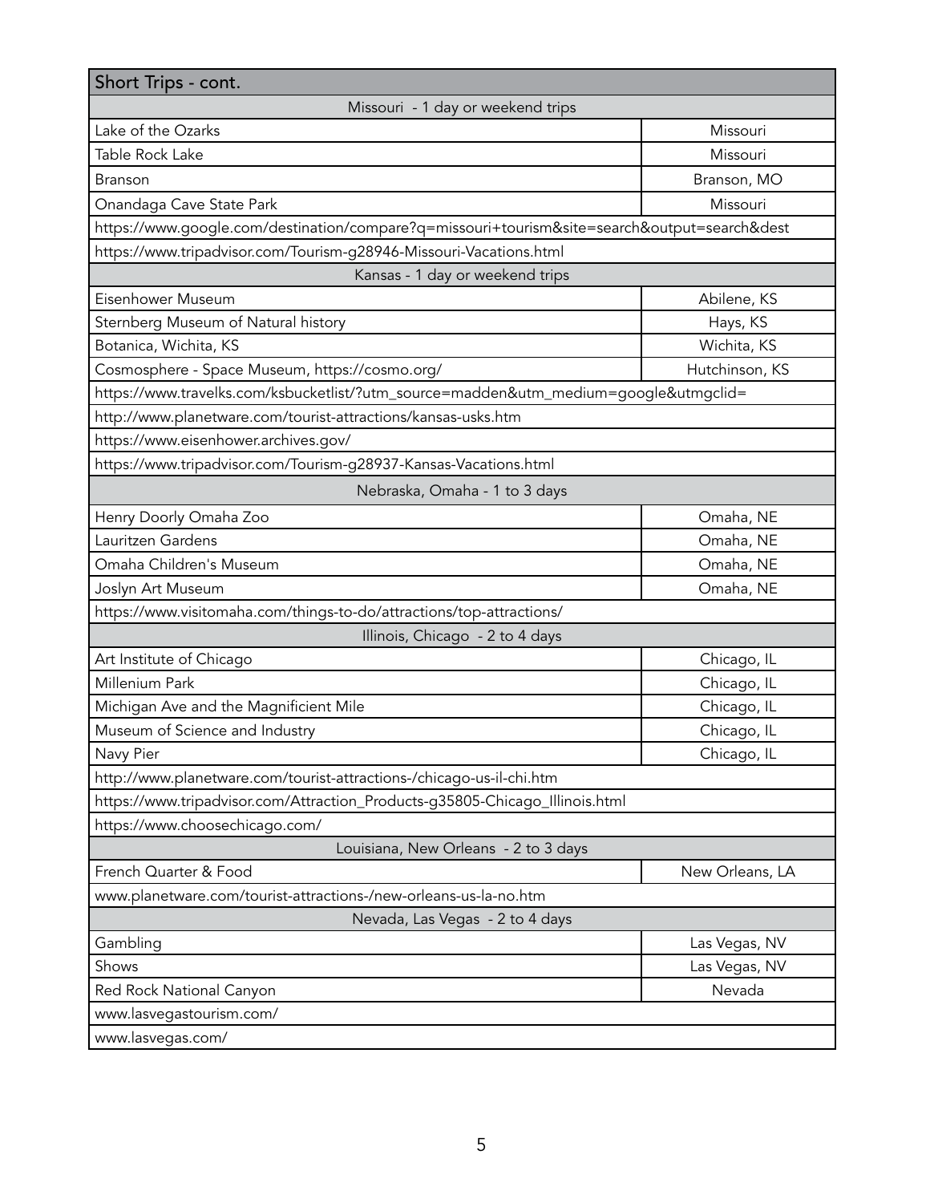| Short Trips - cont. | |
|---|---|
| Missouri - 1 day or weekend trips | |
| Lake of the Ozarks | Missouri |
| Table Rock Lake | Missouri |
| Branson | Branson, MO |
| Onandaga Cave State Park | Missouri |
| https://www.google.com/destination/compare?q=missouri+tourism&site=search&output=search&dest | |
| https://www.tripadvisor.com/Tourism-g28946-Missouri-Vacations.html | |
| Kansas - 1 day or weekend trips | |
| Eisenhower Museum | Abilene, KS |
| Sternberg Museum of Natural history | Hays, KS |
| Botanica, Wichita, KS | Wichita, KS |
| Cosmosphere - Space Museum, https://cosmo.org/ | Hutchinson, KS |
| https://www.travelks.com/ksbucketlist/?utm_source=madden&utm_medium=google&utmgclid= | |
| http://www.planetware.com/tourist-attractions/kansas-usks.htm | |
| https://www.eisenhower.archives.gov/ | |
| https://www.tripadvisor.com/Tourism-g28937-Kansas-Vacations.html | |
| Nebraska, Omaha - 1 to 3 days | |
| Henry Doorly Omaha Zoo | Omaha, NE |
| Lauritzen Gardens | Omaha, NE |
| Omaha Children's Museum | Omaha, NE |
| Joslyn Art Museum | Omaha, NE |
| https://www.visitomaha.com/things-to-do/attractions/top-attractions/ | |
| Illinois, Chicago - 2 to 4 days | |
| Art Institute of Chicago | Chicago, IL |
| Millenium Park | Chicago, IL |
| Michigan Ave and the Magnificient Mile | Chicago, IL |
| Museum of Science and Industry | Chicago, IL |
| Navy Pier | Chicago, IL |
| http://www.planetware.com/tourist-attractions-/chicago-us-il-chi.htm | |
| https://www.tripadvisor.com/Attraction_Products-g35805-Chicago_Illinois.html | |
| https://www.choosechicago.com/ | |
| Louisiana, New Orleans - 2 to 3 days | |
| French Quarter & Food | New Orleans, LA |
| www.planetware.com/tourist-attractions-/new-orleans-us-la-no.htm | |
| Nevada, Las Vegas - 2 to 4 days | |
| Gambling | Las Vegas, NV |
| Shows | Las Vegas, NV |
| Red Rock National Canyon | Nevada |
| www.lasvegastourism.com/ | |
| www.lasvegas.com/ | |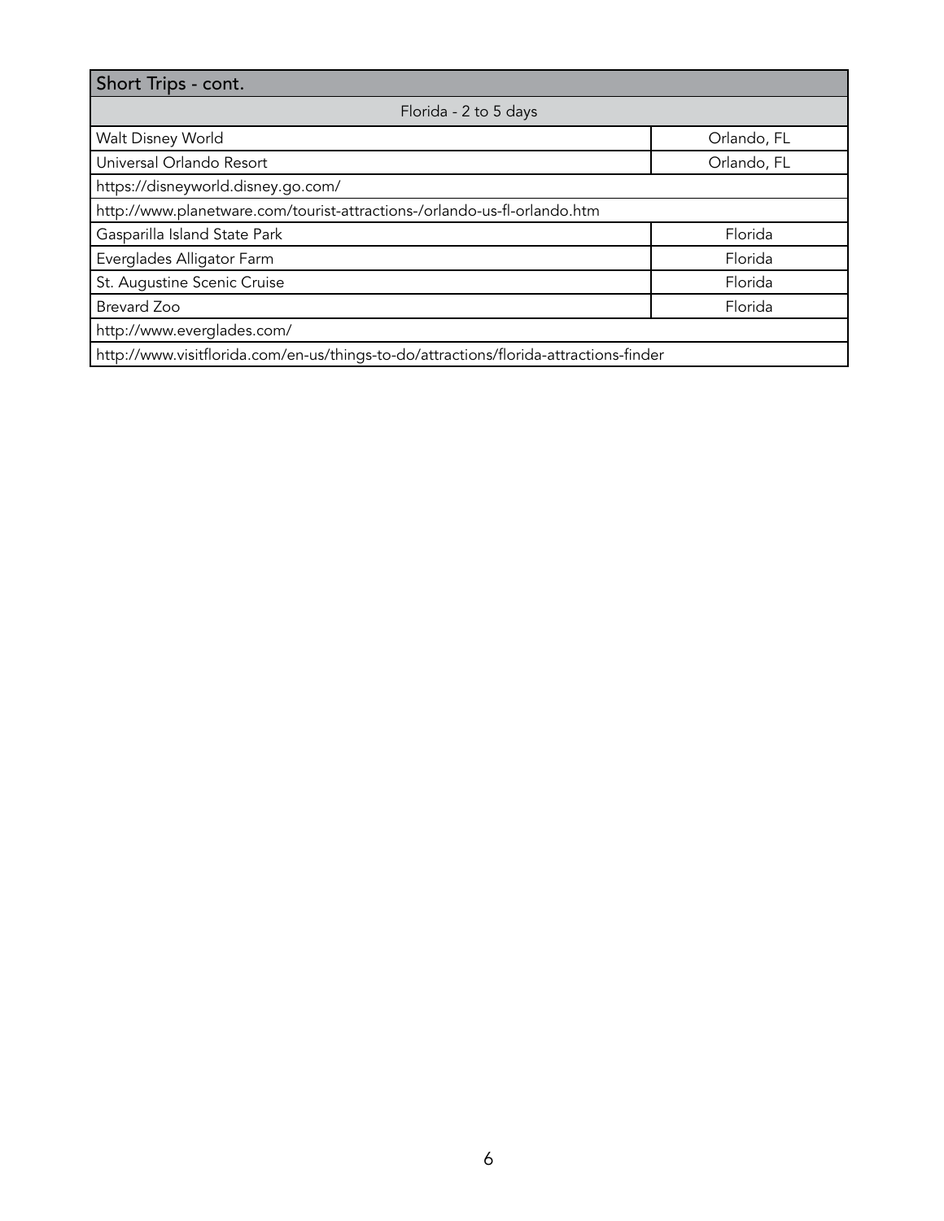| Short Trips - cont. | |
|---|---|
| Florida - 2 to 5 days | |
| Walt Disney World | Orlando, FL |
| Universal Orlando Resort | Orlando, FL |
| https://disneyworld.disney.go.com/ | |
| http://www.planetware.com/tourist-attractions-/orlando-us-fl-orlando.htm | |
| Gasparilla Island State Park | Florida |
| Everglades Alligator Farm | Florida |
| St. Augustine Scenic Cruise | Florida |
| Brevard Zoo | Florida |
| http://www.everglades.com/ | |
| http://www.visitflorida.com/en-us/things-to-do/attractions/florida-attractions-finder | |